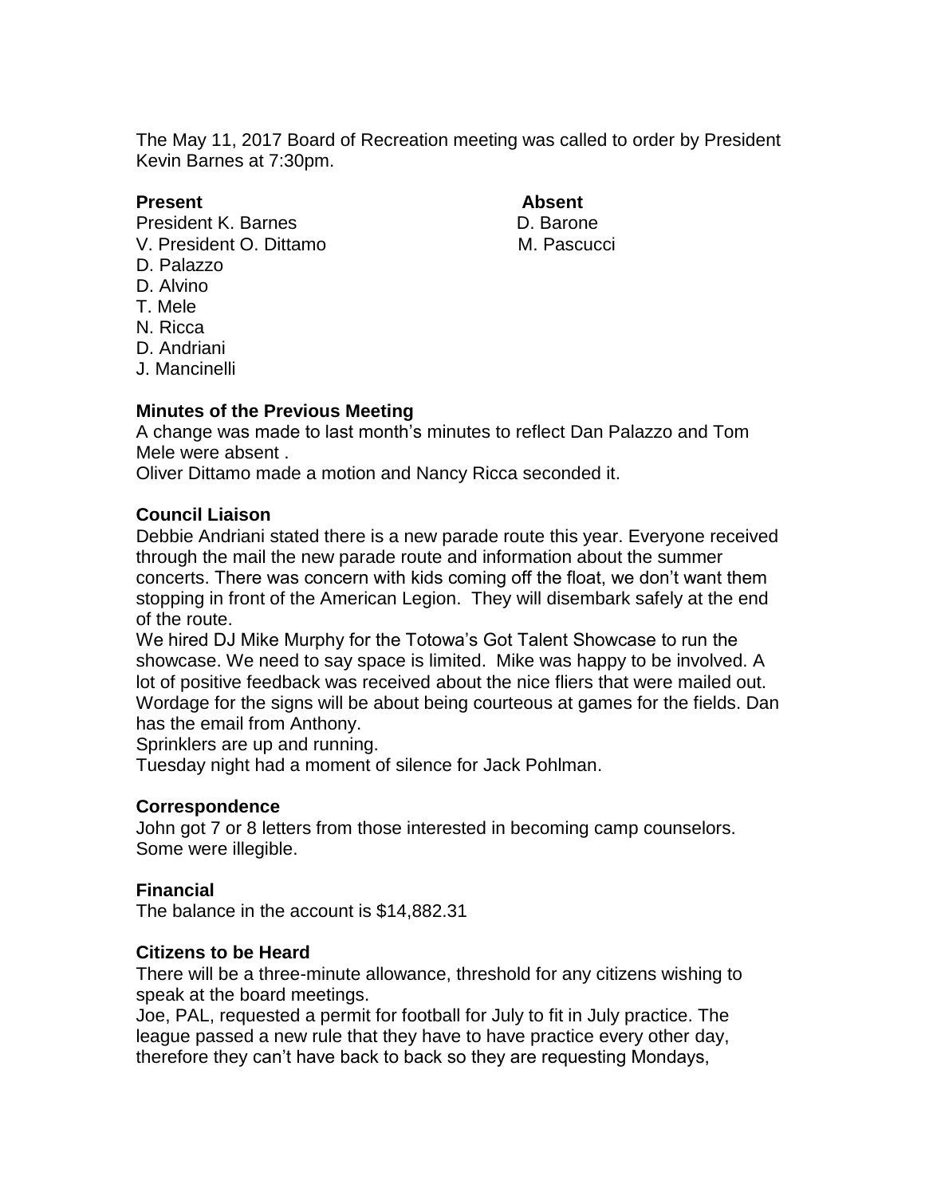The May 11, 2017 Board of Recreation meeting was called to order by President Kevin Barnes at 7:30pm.

| **Present** | **Absent** |
|---|---|
| President K. Barnes | D. Barone |
| V. President O. Dittamo | M. Pascucci |
| D. Palazzo | |
| D. Alvino | |
| T. Mele | |
| N. Ricca | |
| D. Andriani | |
| J. Mancinelli | |

**Minutes of the Previous Meeting**

A change was made to last month's minutes to reflect Dan Palazzo and Tom Mele were absent .

Oliver Dittamo made a motion and Nancy Ricca seconded it.

**Council Liaison**

Debbie Andriani stated there is a new parade route this year. Everyone received through the mail the new parade route and information about the summer concerts. There was concern with kids coming off the float, we don't want them stopping in front of the American Legion. They will disembark safely at the end of the route.

We hired DJ Mike Murphy for the Totowa's Got Talent Showcase to run the showcase. We need to say space is limited. Mike was happy to be involved. A lot of positive feedback was received about the nice fliers that were mailed out. Wordage for the signs will be about being courteous at games for the fields. Dan has the email from Anthony.

Sprinklers are up and running.

Tuesday night had a moment of silence for Jack Pohlman.

**Correspondence**

John got 7 or 8 letters from those interested in becoming camp counselors. Some were illegible.

**Financial**

The balance in the account is $14,882.31

**Citizens to be Heard**

There will be a three-minute allowance, threshold for any citizens wishing to speak at the board meetings.

Joe, PAL, requested a permit for football for July to fit in July practice. The league passed a new rule that they have to have practice every other day, therefore they can't have back to back so they are requesting Mondays,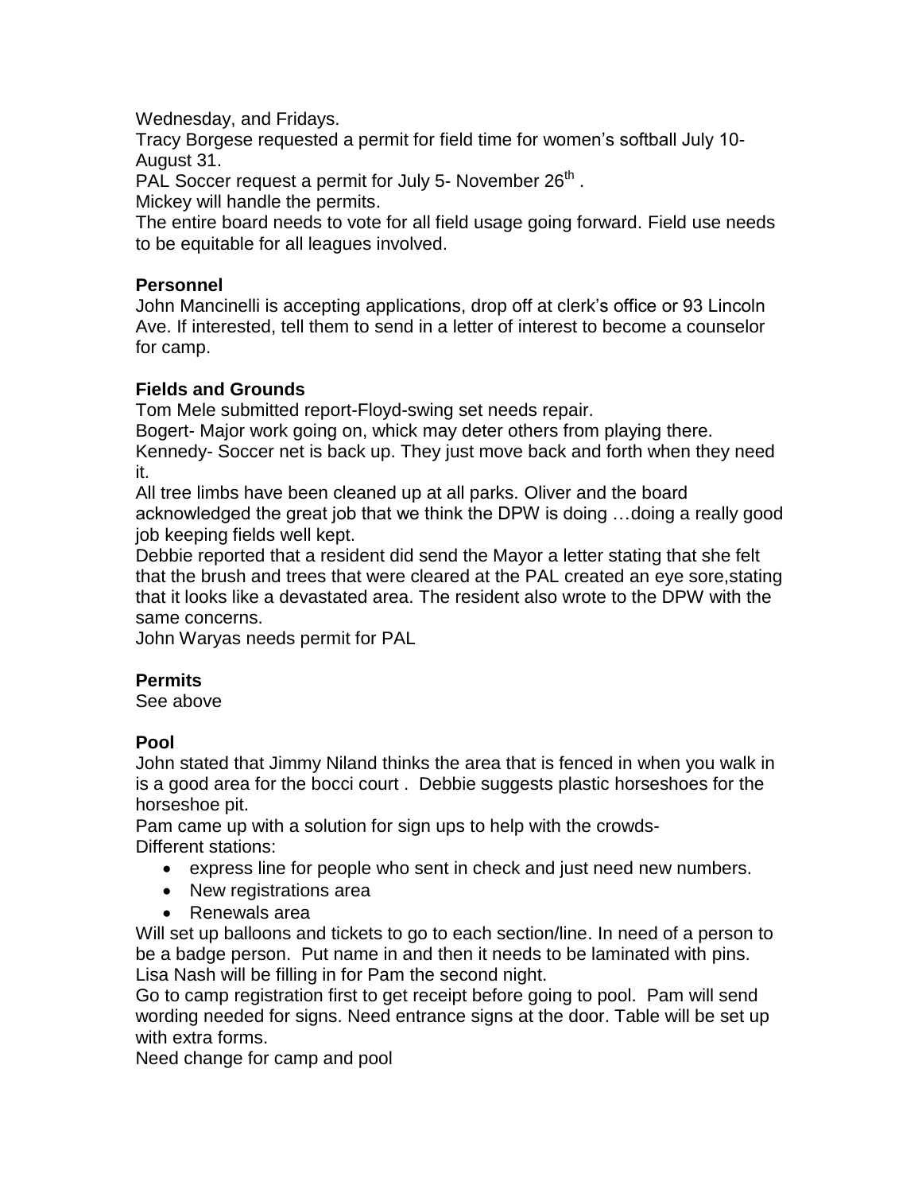Wednesday, and Fridays.

Tracy Borgese requested a permit for field time for women's softball July 10- August 31.

PAL Soccer request a permit for July 5- November 26th .

Mickey will handle the permits.

The entire board needs to vote for all field usage going forward. Field use needs to be equitable for all leagues involved.

**Personnel**

John Mancinelli is accepting applications, drop off at clerk's office or 93 Lincoln Ave. If interested, tell them to send in a letter of interest to become a counselor for camp.

**Fields and Grounds**

Tom Mele submitted report-Floyd-swing set needs repair.

Bogert- Major work going on, whick may deter others from playing there.

Kennedy- Soccer net is back up. They just move back and forth when they need it.

All tree limbs have been cleaned up at all parks. Oliver and the board acknowledged the great job that we think the DPW is doing …doing a really good job keeping fields well kept.

Debbie reported that a resident did send the Mayor a letter stating that she felt that the brush and trees that were cleared at the PAL created an eye sore,stating that it looks like a devastated area. The resident also wrote to the DPW with the same concerns.

John Waryas needs permit for PAL

**Permits**

See above

**Pool**

John stated that Jimmy Niland thinks the area that is fenced in when you walk in is a good area for the bocci court . Debbie suggests plastic horseshoes for the horseshoe pit.

Pam came up with a solution for sign ups to help with the crowds-

Different stations:

- express line for people who sent in check and just need new numbers.
- New registrations area
- Renewals area

Will set up balloons and tickets to go to each section/line. In need of a person to be a badge person. Put name in and then it needs to be laminated with pins.

Lisa Nash will be filling in for Pam the second night.

Go to camp registration first to get receipt before going to pool. Pam will send wording needed for signs. Need entrance signs at the door. Table will be set up with extra forms.

Need change for camp and pool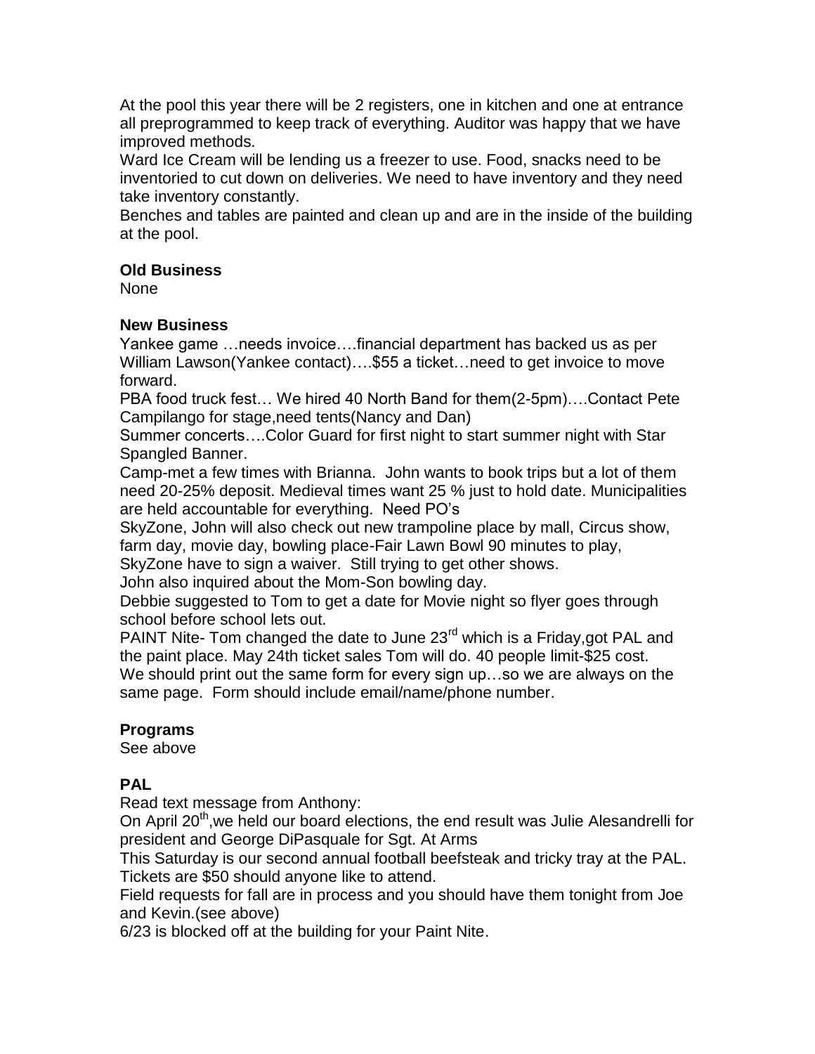At the pool this year there will be 2 registers, one in kitchen and one at entrance all preprogrammed to keep track of everything. Auditor was happy that we have improved methods.
Ward Ice Cream will be lending us a freezer to use. Food, snacks need to be inventoried to cut down on deliveries. We need to have inventory and they need take inventory constantly.
Benches and tables are painted and clean up and are in the inside of the building at the pool.

**Old Business**
None

**New Business**
Yankee game …needs invoice….financial department has backed us as per William Lawson(Yankee contact)….$55 a ticket…need to get invoice to move forward.
PBA food truck fest… We hired 40 North Band for them(2-5pm)….Contact Pete Campilango for stage,need tents(Nancy and Dan)
Summer concerts….Color Guard for first night to start summer night with Star Spangled Banner.
Camp-met a few times with Brianna. John wants to book trips but a lot of them need 20-25% deposit. Medieval times want 25 % just to hold date. Municipalities are held accountable for everything. Need PO's
SkyZone, John will also check out new trampoline place by mall, Circus show, farm day, movie day, bowling place-Fair Lawn Bowl 90 minutes to play, SkyZone have to sign a waiver. Still trying to get other shows.
John also inquired about the Mom-Son bowling day.
Debbie suggested to Tom to get a date for Movie night so flyer goes through school before school lets out.
PAINT Nite- Tom changed the date to June 23rd which is a Friday,got PAL and the paint place. May 24th ticket sales Tom will do. 40 people limit-$25 cost.
We should print out the same form for every sign up…so we are always on the same page. Form should include email/name/phone number.

**Programs**
See above

**PAL**
Read text message from Anthony:
On April 20th,we held our board elections, the end result was Julie Alesandrelli for president and George DiPasquale for Sgt. At Arms
This Saturday is our second annual football beefsteak and tricky tray at the PAL. Tickets are $50 should anyone like to attend.
Field requests for fall are in process and you should have them tonight from Joe and Kevin.(see above)
6/23 is blocked off at the building for your Paint Nite.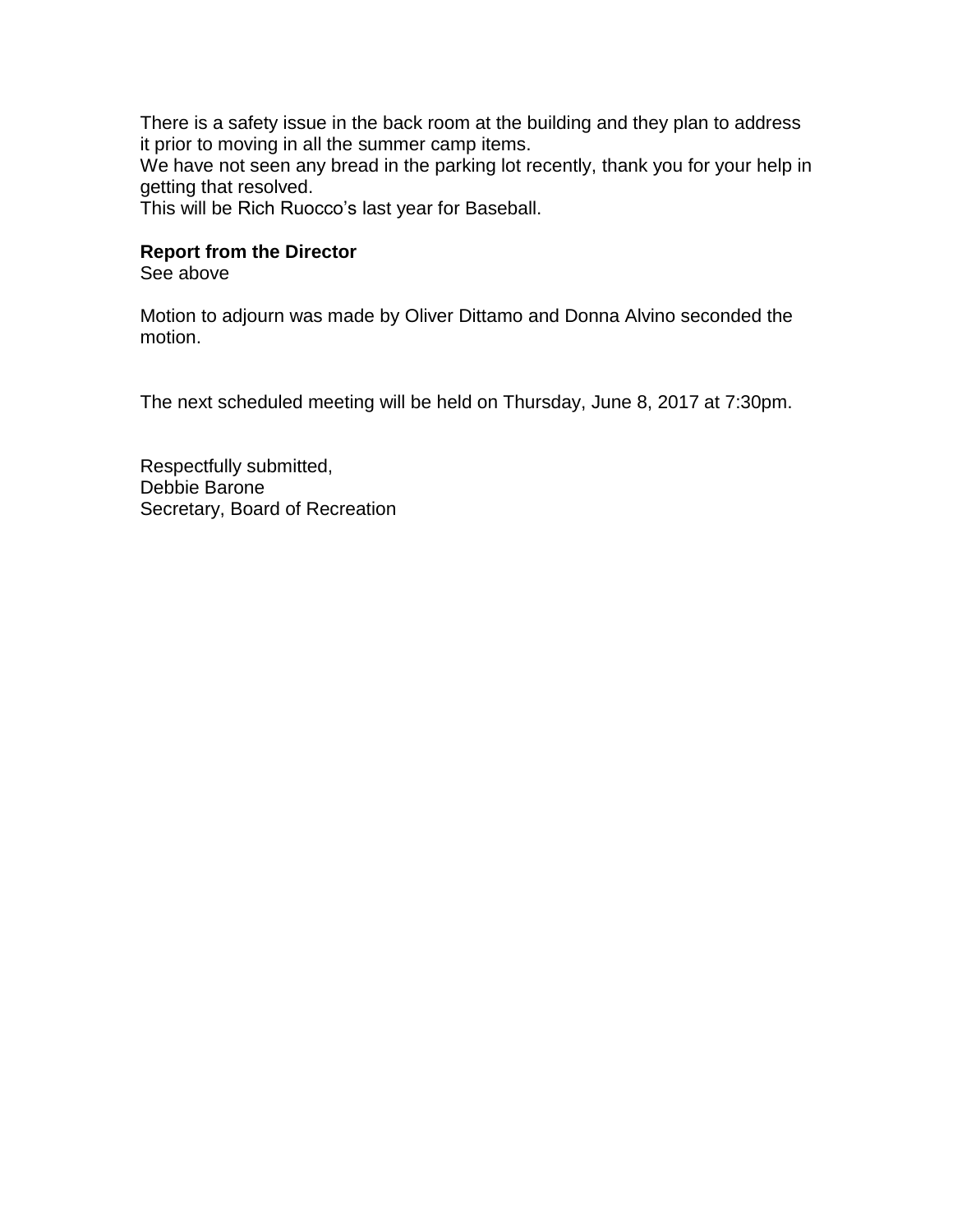There is a safety issue in the back room at the building and they plan to address it prior to moving in all the summer camp items.
We have not seen any bread in the parking lot recently, thank you for your help in getting that resolved.
This will be Rich Ruocco's last year for Baseball.

**Report from the Director**
See above

Motion to adjourn was made by Oliver Dittamo and Donna Alvino seconded the motion.

The next scheduled meeting will be held on Thursday, June 8, 2017 at 7:30pm.

Respectfully submitted,
Debbie Barone
Secretary, Board of Recreation